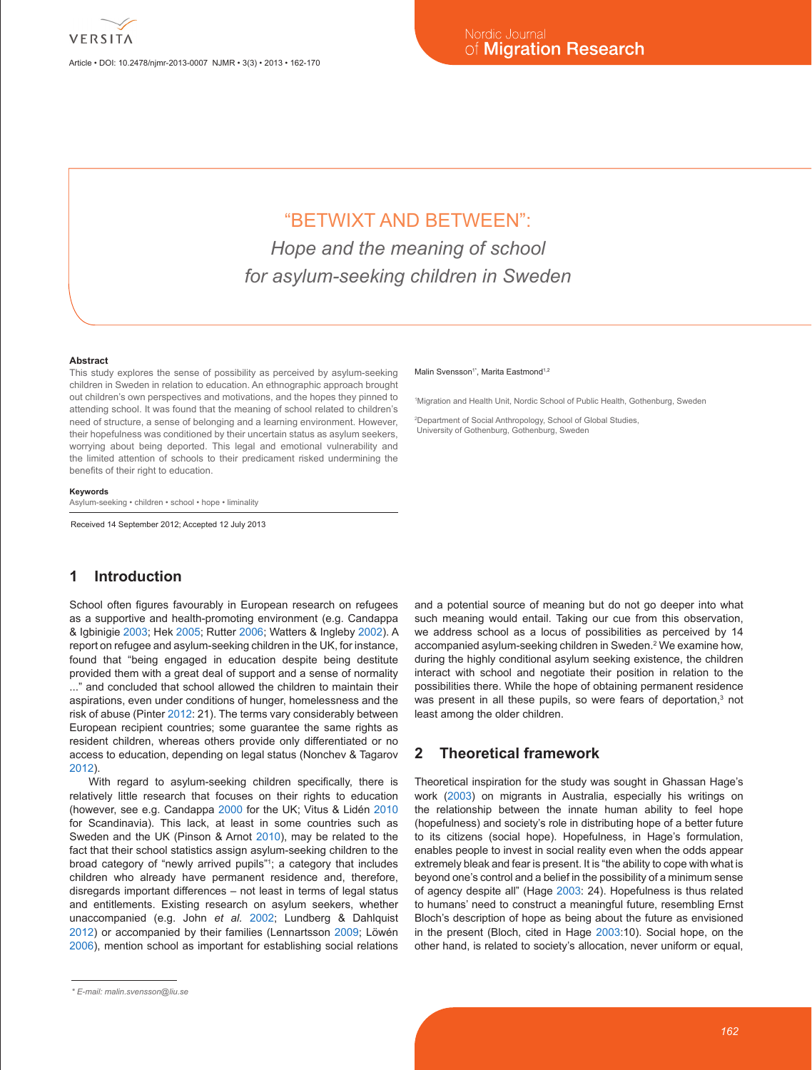# "BETWIXT AND BETWEEN":

## *Hope and the meaning of school for asylum-seeking children in Sweden*

Malin Svensson[1*], Marita Eastmond[1,2]

[1]Migration and Health Unit, Nordic School of Public Health, Gothenburg, Sweden

[2]Department of Social Anthropology, School of Global Studies, University of Gothenburg, Gothenburg, Sweden

**Abstract**

This study explores the sense of possibility as perceived by asylum-seeking children in Sweden in relation to education. An ethnographic approach brought out children's own perspectives and motivations, and the hopes they pinned to attending school. It was found that the meaning of school related to children's need of structure, a sense of belonging and a learning environment. However, their hopefulness was conditioned by their uncertain status as asylum seekers, worrying about being deported. This legal and emotional vulnerability and the limited attention of schools to their predicament risked undermining the benefits of their right to education.

**Keywords**

Asylum-seeking • children • school • hope • liminality

Received 14 September 2012; Accepted 12 July 2013

## 1 Introduction

School often figures favourably in European research on refugees as a supportive and health-promoting environment (e.g. Candappa & Igbinigie 2003; Hek 2005; Rutter 2006; Watters & Ingleby 2002). A report on refugee and asylum-seeking children in the UK, for instance, found that "being engaged in education despite being destitute provided them with a great deal of support and a sense of normality ..." and concluded that school allowed the children to maintain their aspirations, even under conditions of hunger, homelessness and the risk of abuse (Pinter 2012: 21). The terms vary considerably between European recipient countries; some guarantee the same rights as resident children, whereas others provide only differentiated or no access to education, depending on legal status (Nonchev & Tagarov 2012).

With regard to asylum-seeking children specifically, there is relatively little research that focuses on their rights to education (however, see e.g. Candappa 2000 for the UK; Vitus & Lidén 2010 for Scandinavia). This lack, at least in some countries such as Sweden and the UK (Pinson & Arnot 2010), may be related to the fact that their school statistics assign asylum-seeking children to the broad category of "newly arrived pupils"[1]; a category that includes children who already have permanent residence and, therefore, disregards important differences – not least in terms of legal status and entitlements. Existing research on asylum seekers, whether unaccompanied (e.g. John *et al.* 2002; Lundberg & Dahlquist 2012) or accompanied by their families (Lennartsson 2009; Löwén 2006), mention school as important for establishing social relations and a potential source of meaning but do not go deeper into what such meaning would entail. Taking our cue from this observation, we address school as a locus of possibilities as perceived by 14 accompanied asylum-seeking children in Sweden.[2] We examine how, during the highly conditional asylum seeking existence, the children interact with school and negotiate their position in relation to the possibilities there. While the hope of obtaining permanent residence was present in all these pupils, so were fears of deportation,[3] not least among the older children.

## 2 Theoretical framework

Theoretical inspiration for the study was sought in Ghassan Hage's work (2003) on migrants in Australia, especially his writings on the relationship between the innate human ability to feel hope (hopefulness) and society's role in distributing hope of a better future to its citizens (social hope). Hopefulness, in Hage's formulation, enables people to invest in social reality even when the odds appear extremely bleak and fear is present. It is "the ability to cope with what is beyond one's control and a belief in the possibility of a minimum sense of agency despite all" (Hage 2003: 24). Hopefulness is thus related to humans' need to construct a meaningful future, resembling Ernst Bloch's description of hope as being about the future as envisioned in the present (Bloch, cited in Hage 2003:10). Social hope, on the other hand, is related to society's allocation, never uniform or equal,

\* E-mail: malin.svensson@liu.se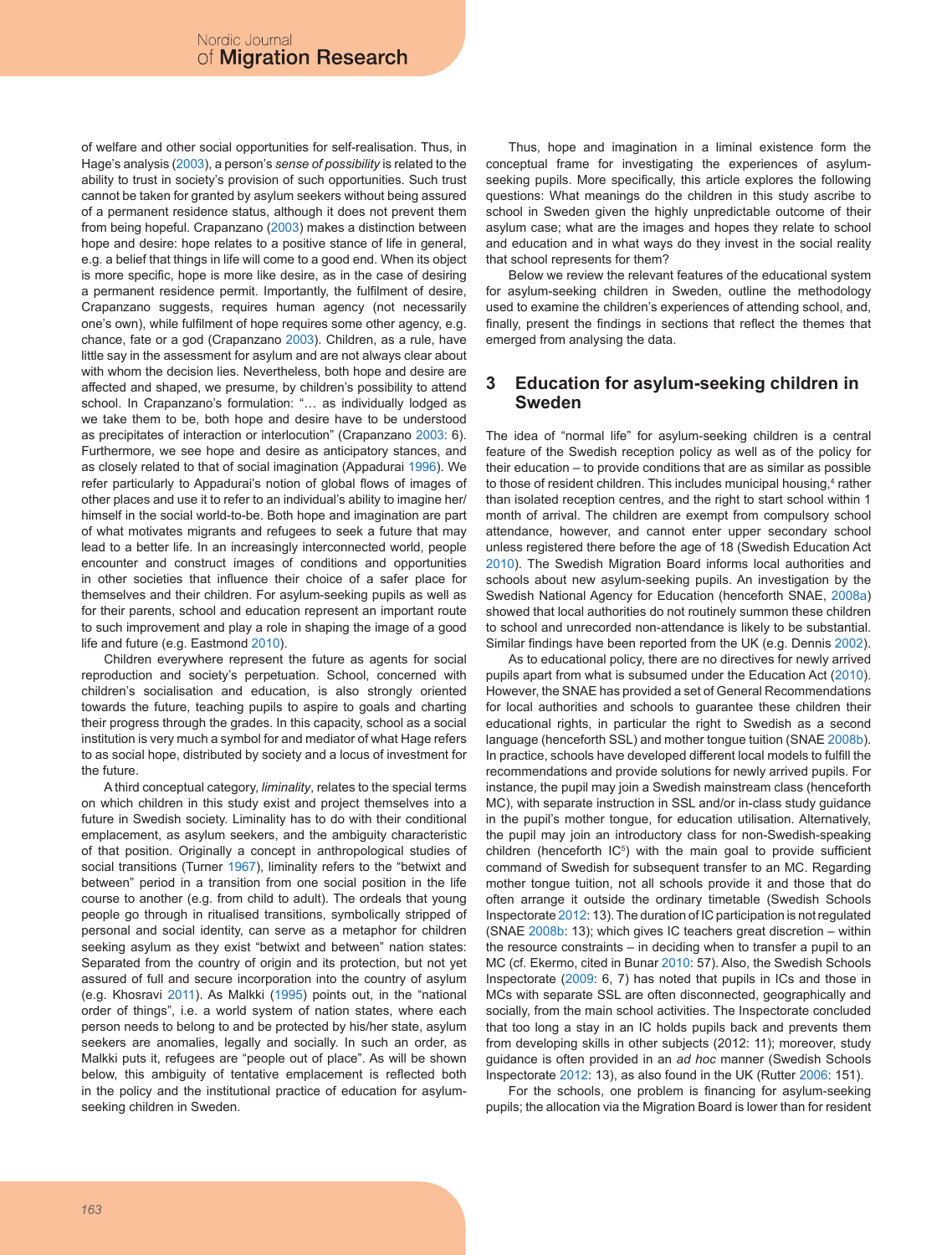of welfare and other social opportunities for self-realisation. Thus, in Hage's analysis (2003), a person's *sense of possibility* is related to the ability to trust in society's provision of such opportunities. Such trust cannot be taken for granted by asylum seekers without being assured of a permanent residence status, although it does not prevent them from being hopeful. Crapanzano (2003) makes a distinction between hope and desire: hope relates to a positive stance of life in general, e.g. a belief that things in life will come to a good end. When its object is more specific, hope is more like desire, as in the case of desiring a permanent residence permit. Importantly, the fulfilment of desire, Crapanzano suggests, requires human agency (not necessarily one's own), while fulfilment of hope requires some other agency, e.g. chance, fate or a god (Crapanzano 2003). Children, as a rule, have little say in the assessment for asylum and are not always clear about with whom the decision lies. Nevertheless, both hope and desire are affected and shaped, we presume, by children's possibility to attend school. In Crapanzano's formulation: "… as individually lodged as we take them to be, both hope and desire have to be understood as precipitates of interaction or interlocution" (Crapanzano 2003: 6). Furthermore, we see hope and desire as anticipatory stances, and as closely related to that of social imagination (Appadurai 1996). We refer particularly to Appadurai's notion of global flows of images of other places and use it to refer to an individual's ability to imagine her/himself in the social world-to-be. Both hope and imagination are part of what motivates migrants and refugees to seek a future that may lead to a better life. In an increasingly interconnected world, people encounter and construct images of conditions and opportunities in other societies that influence their choice of a safer place for themselves and their children. For asylum-seeking pupils as well as for their parents, school and education represent an important route to such improvement and play a role in shaping the image of a good life and future (e.g. Eastmond 2010).

Children everywhere represent the future as agents for social reproduction and society's perpetuation. School, concerned with children's socialisation and education, is also strongly oriented towards the future, teaching pupils to aspire to goals and charting their progress through the grades. In this capacity, school as a social institution is very much a symbol for and mediator of what Hage refers to as social hope, distributed by society and a locus of investment for the future.

A third conceptual category, *liminality*, relates to the special terms on which children in this study exist and project themselves into a future in Swedish society. Liminality has to do with their conditional emplacement, as asylum seekers, and the ambiguity characteristic of that position. Originally a concept in anthropological studies of social transitions (Turner 1967), liminality refers to the "betwixt and between" period in a transition from one social position in the life course to another (e.g. from child to adult). The ordeals that young people go through in ritualised transitions, symbolically stripped of personal and social identity, can serve as a metaphor for children seeking asylum as they exist "betwixt and between" nation states: Separated from the country of origin and its protection, but not yet assured of full and secure incorporation into the country of asylum (e.g. Khosravi 2011). As Malkki (1995) points out, in the "national order of things", i.e. a world system of nation states, where each person needs to belong to and be protected by his/her state, asylum seekers are anomalies, legally and socially. In such an order, as Malkki puts it, refugees are "people out of place". As will be shown below, this ambiguity of tentative emplacement is reflected both in the policy and the institutional practice of education for asylum-seeking children in Sweden.

Thus, hope and imagination in a liminal existence form the conceptual frame for investigating the experiences of asylum-seeking pupils. More specifically, this article explores the following questions: What meanings do the children in this study ascribe to school in Sweden given the highly unpredictable outcome of their asylum case; what are the images and hopes they relate to school and education and in what ways do they invest in the social reality that school represents for them?

Below we review the relevant features of the educational system for asylum-seeking children in Sweden, outline the methodology used to examine the children's experiences of attending school, and, finally, present the findings in sections that reflect the themes that emerged from analysing the data.

## 3 Education for asylum-seeking children in Sweden

The idea of "normal life" for asylum-seeking children is a central feature of the Swedish reception policy as well as of the policy for their education – to provide conditions that are as similar as possible to those of resident children. This includes municipal housing,[4] rather than isolated reception centres, and the right to start school within 1 month of arrival. The children are exempt from compulsory school attendance, however, and cannot enter upper secondary school unless registered there before the age of 18 (Swedish Education Act 2010). The Swedish Migration Board informs local authorities and schools about new asylum-seeking pupils. An investigation by the Swedish National Agency for Education (henceforth SNAE, 2008a) showed that local authorities do not routinely summon these children to school and unrecorded non-attendance is likely to be substantial. Similar findings have been reported from the UK (e.g. Dennis 2002).

As to educational policy, there are no directives for newly arrived pupils apart from what is subsumed under the Education Act (2010). However, the SNAE has provided a set of General Recommendations for local authorities and schools to guarantee these children their educational rights, in particular the right to Swedish as a second language (henceforth SSL) and mother tongue tuition (SNAE 2008b). In practice, schools have developed different local models to fulfill the recommendations and provide solutions for newly arrived pupils. For instance, the pupil may join a Swedish mainstream class (henceforth MC), with separate instruction in SSL and/or in-class study guidance in the pupil's mother tongue, for education utilisation. Alternatively, the pupil may join an introductory class for non-Swedish-speaking children (henceforth IC[5]) with the main goal to provide sufficient command of Swedish for subsequent transfer to an MC. Regarding mother tongue tuition, not all schools provide it and those that do often arrange it outside the ordinary timetable (Swedish Schools Inspectorate 2012: 13). The duration of IC participation is not regulated (SNAE 2008b: 13); which gives IC teachers great discretion – within the resource constraints – in deciding when to transfer a pupil to an MC (cf. Ekermo, cited in Bunar 2010: 57). Also, the Swedish Schools Inspectorate (2009: 6, 7) has noted that pupils in ICs and those in MCs with separate SSL are often disconnected, geographically and socially, from the main school activities. The Inspectorate concluded that too long a stay in an IC holds pupils back and prevents them from developing skills in other subjects (2012: 11); moreover, study guidance is often provided in an *ad hoc* manner (Swedish Schools Inspectorate 2012: 13), as also found in the UK (Rutter 2006: 151).

For the schools, one problem is financing for asylum-seeking pupils; the allocation via the Migration Board is lower than for resident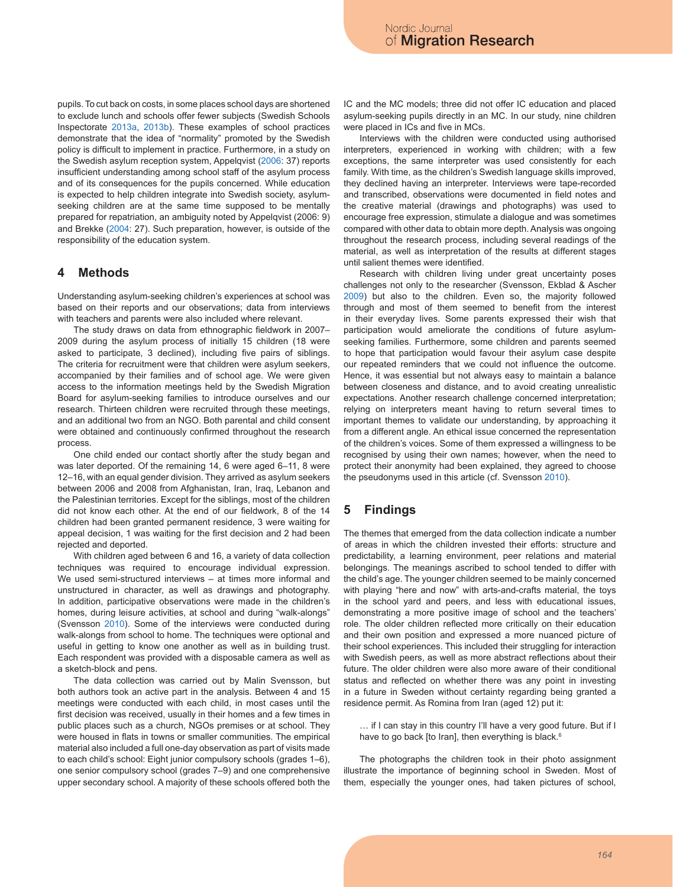pupils. To cut back on costs, in some places school days are shortened to exclude lunch and schools offer fewer subjects (Swedish Schools Inspectorate 2013a, 2013b). These examples of school practices demonstrate that the idea of "normality" promoted by the Swedish policy is difficult to implement in practice. Furthermore, in a study on the Swedish asylum reception system, Appelqvist (2006: 37) reports insufficient understanding among school staff of the asylum process and of its consequences for the pupils concerned. While education is expected to help children integrate into Swedish society, asylum-seeking children are at the same time supposed to be mentally prepared for repatriation, an ambiguity noted by Appelqvist (2006: 9) and Brekke (2004: 27). Such preparation, however, is outside of the responsibility of the education system.

## 4 Methods

Understanding asylum-seeking children's experiences at school was based on their reports and our observations; data from interviews with teachers and parents were also included where relevant.

The study draws on data from ethnographic fieldwork in 2007–2009 during the asylum process of initially 15 children (18 were asked to participate, 3 declined), including five pairs of siblings. The criteria for recruitment were that children were asylum seekers, accompanied by their families and of school age. We were given access to the information meetings held by the Swedish Migration Board for asylum-seeking families to introduce ourselves and our research. Thirteen children were recruited through these meetings, and an additional two from an NGO. Both parental and child consent were obtained and continuously confirmed throughout the research process.

One child ended our contact shortly after the study began and was later deported. Of the remaining 14, 6 were aged 6–11, 8 were 12–16, with an equal gender division. They arrived as asylum seekers between 2006 and 2008 from Afghanistan, Iran, Iraq, Lebanon and the Palestinian territories. Except for the siblings, most of the children did not know each other. At the end of our fieldwork, 8 of the 14 children had been granted permanent residence, 3 were waiting for appeal decision, 1 was waiting for the first decision and 2 had been rejected and deported.

With children aged between 6 and 16, a variety of data collection techniques was required to encourage individual expression. We used semi-structured interviews – at times more informal and unstructured in character, as well as drawings and photography. In addition, participative observations were made in the children's homes, during leisure activities, at school and during "walk-alongs" (Svensson 2010). Some of the interviews were conducted during walk-alongs from school to home. The techniques were optional and useful in getting to know one another as well as in building trust. Each respondent was provided with a disposable camera as well as a sketch-block and pens.

The data collection was carried out by Malin Svensson, but both authors took an active part in the analysis. Between 4 and 15 meetings were conducted with each child, in most cases until the first decision was received, usually in their homes and a few times in public places such as a church, NGOs premises or at school. They were housed in flats in towns or smaller communities. The empirical material also included a full one-day observation as part of visits made to each child's school: Eight junior compulsory schools (grades 1–6), one senior compulsory school (grades 7–9) and one comprehensive upper secondary school. A majority of these schools offered both the IC and the MC models; three did not offer IC education and placed asylum-seeking pupils directly in an MC. In our study, nine children were placed in ICs and five in MCs.

Interviews with the children were conducted using authorised interpreters, experienced in working with children; with a few exceptions, the same interpreter was used consistently for each family. With time, as the children's Swedish language skills improved, they declined having an interpreter. Interviews were tape-recorded and transcribed, observations were documented in field notes and the creative material (drawings and photographs) was used to encourage free expression, stimulate a dialogue and was sometimes compared with other data to obtain more depth. Analysis was ongoing throughout the research process, including several readings of the material, as well as interpretation of the results at different stages until salient themes were identified.

Research with children living under great uncertainty poses challenges not only to the researcher (Svensson, Ekblad & Ascher 2009) but also to the children. Even so, the majority followed through and most of them seemed to benefit from the interest in their everyday lives. Some parents expressed their wish that participation would ameliorate the conditions of future asylum-seeking families. Furthermore, some children and parents seemed to hope that participation would favour their asylum case despite our repeated reminders that we could not influence the outcome. Hence, it was essential but not always easy to maintain a balance between closeness and distance, and to avoid creating unrealistic expectations. Another research challenge concerned interpretation; relying on interpreters meant having to return several times to important themes to validate our understanding, by approaching it from a different angle. An ethical issue concerned the representation of the children's voices. Some of them expressed a willingness to be recognised by using their own names; however, when the need to protect their anonymity had been explained, they agreed to choose the pseudonyms used in this article (cf. Svensson 2010).

## 5 Findings

The themes that emerged from the data collection indicate a number of areas in which the children invested their efforts: structure and predictability, a learning environment, peer relations and material belongings. The meanings ascribed to school tended to differ with the child's age. The younger children seemed to be mainly concerned with playing "here and now" with arts-and-crafts material, the toys in the school yard and peers, and less with educational issues, demonstrating a more positive image of school and the teachers' role. The older children reflected more critically on their education and their own position and expressed a more nuanced picture of their school experiences. This included their struggling for interaction with Swedish peers, as well as more abstract reflections about their future. The older children were also more aware of their conditional status and reflected on whether there was any point in investing in a future in Sweden without certainty regarding being granted a residence permit. As Romina from Iran (aged 12) put it:

> … if I can stay in this country I'll have a very good future. But if I have to go back [to Iran], then everything is black.[6]

The photographs the children took in their photo assignment illustrate the importance of beginning school in Sweden. Most of them, especially the younger ones, had taken pictures of school,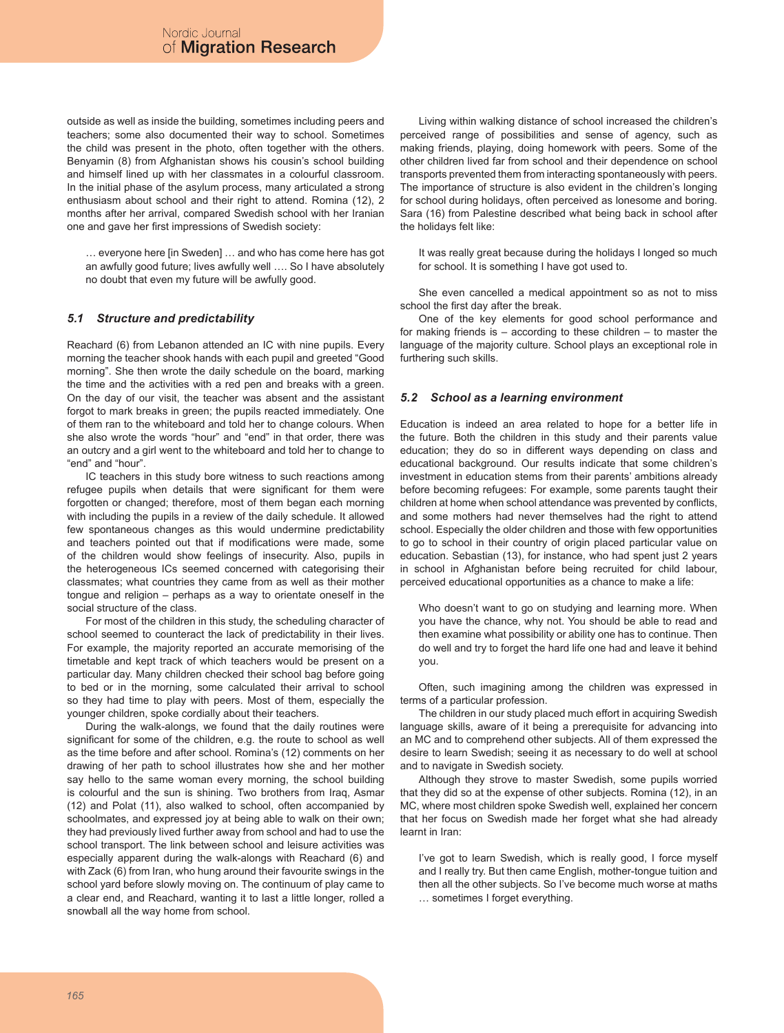outside as well as inside the building, sometimes including peers and teachers; some also documented their way to school. Sometimes the child was present in the photo, often together with the others. Benyamin (8) from Afghanistan shows his cousin's school building and himself lined up with her classmates in a colourful classroom. In the initial phase of the asylum process, many articulated a strong enthusiasm about school and their right to attend. Romina (12), 2 months after her arrival, compared Swedish school with her Iranian one and gave her first impressions of Swedish society:

> … everyone here [in Sweden] … and who has come here has got an awfully good future; lives awfully well …. So I have absolutely no doubt that even my future will be awfully good.

### *5.1 Structure and predictability*

Reachard (6) from Lebanon attended an IC with nine pupils. Every morning the teacher shook hands with each pupil and greeted "Good morning". She then wrote the daily schedule on the board, marking the time and the activities with a red pen and breaks with a green. On the day of our visit, the teacher was absent and the assistant forgot to mark breaks in green; the pupils reacted immediately. One of them ran to the whiteboard and told her to change colours. When she also wrote the words "hour" and "end" in that order, there was an outcry and a girl went to the whiteboard and told her to change to "end" and "hour".

IC teachers in this study bore witness to such reactions among refugee pupils when details that were significant for them were forgotten or changed; therefore, most of them began each morning with including the pupils in a review of the daily schedule. It allowed few spontaneous changes as this would undermine predictability and teachers pointed out that if modifications were made, some of the children would show feelings of insecurity. Also, pupils in the heterogeneous ICs seemed concerned with categorising their classmates; what countries they came from as well as their mother tongue and religion – perhaps as a way to orientate oneself in the social structure of the class.

For most of the children in this study, the scheduling character of school seemed to counteract the lack of predictability in their lives. For example, the majority reported an accurate memorising of the timetable and kept track of which teachers would be present on a particular day. Many children checked their school bag before going to bed or in the morning, some calculated their arrival to school so they had time to play with peers. Most of them, especially the younger children, spoke cordially about their teachers.

During the walk-alongs, we found that the daily routines were significant for some of the children, e.g. the route to school as well as the time before and after school. Romina's (12) comments on her drawing of her path to school illustrates how she and her mother say hello to the same woman every morning, the school building is colourful and the sun is shining. Two brothers from Iraq, Asmar (12) and Polat (11), also walked to school, often accompanied by schoolmates, and expressed joy at being able to walk on their own; they had previously lived further away from school and had to use the school transport. The link between school and leisure activities was especially apparent during the walk-alongs with Reachard (6) and with Zack (6) from Iran, who hung around their favourite swings in the school yard before slowly moving on. The continuum of play came to a clear end, and Reachard, wanting it to last a little longer, rolled a snowball all the way home from school.

Living within walking distance of school increased the children's perceived range of possibilities and sense of agency, such as making friends, playing, doing homework with peers. Some of the other children lived far from school and their dependence on school transports prevented them from interacting spontaneously with peers. The importance of structure is also evident in the children's longing for school during holidays, often perceived as lonesome and boring. Sara (16) from Palestine described what being back in school after the holidays felt like:

> It was really great because during the holidays I longed so much for school. It is something I have got used to.

She even cancelled a medical appointment so as not to miss school the first day after the break.

One of the key elements for good school performance and for making friends is – according to these children – to master the language of the majority culture. School plays an exceptional role in furthering such skills.

### *5.2 School as a learning environment*

Education is indeed an area related to hope for a better life in the future. Both the children in this study and their parents value education; they do so in different ways depending on class and educational background. Our results indicate that some children's investment in education stems from their parents' ambitions already before becoming refugees: For example, some parents taught their children at home when school attendance was prevented by conflicts, and some mothers had never themselves had the right to attend school. Especially the older children and those with few opportunities to go to school in their country of origin placed particular value on education. Sebastian (13), for instance, who had spent just 2 years in school in Afghanistan before being recruited for child labour, perceived educational opportunities as a chance to make a life:

> Who doesn't want to go on studying and learning more. When you have the chance, why not. You should be able to read and then examine what possibility or ability one has to continue. Then do well and try to forget the hard life one had and leave it behind you.

Often, such imagining among the children was expressed in terms of a particular profession.

The children in our study placed much effort in acquiring Swedish language skills, aware of it being a prerequisite for advancing into an MC and to comprehend other subjects. All of them expressed the desire to learn Swedish; seeing it as necessary to do well at school and to navigate in Swedish society.

Although they strove to master Swedish, some pupils worried that they did so at the expense of other subjects. Romina (12), in an MC, where most children spoke Swedish well, explained her concern that her focus on Swedish made her forget what she had already learnt in Iran:

> I've got to learn Swedish, which is really good, I force myself and I really try. But then came English, mother-tongue tuition and then all the other subjects. So I've become much worse at maths … sometimes I forget everything.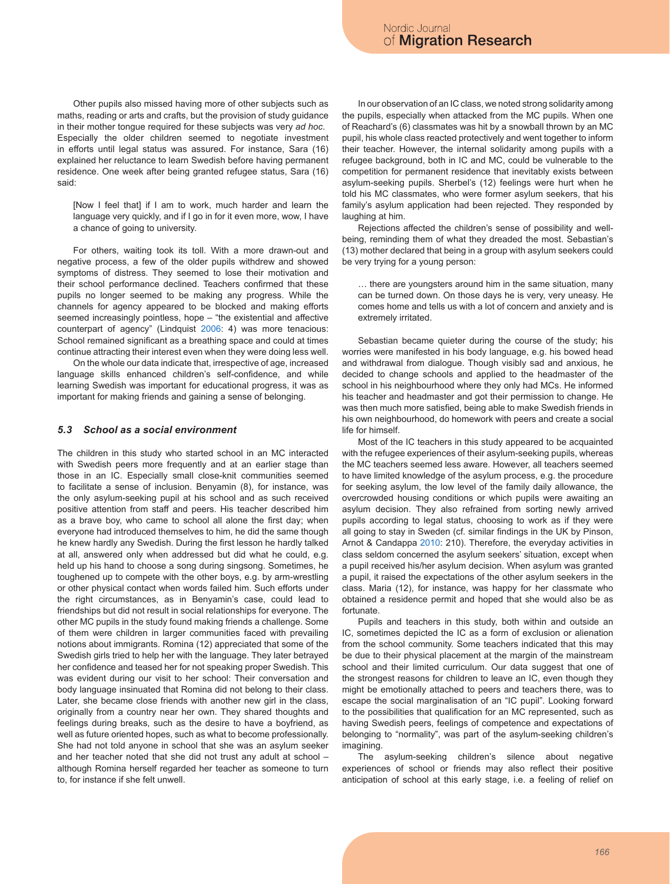Other pupils also missed having more of other subjects such as maths, reading or arts and crafts, but the provision of study guidance in their mother tongue required for these subjects was very *ad hoc*. Especially the older children seemed to negotiate investment in efforts until legal status was assured. For instance, Sara (16) explained her reluctance to learn Swedish before having permanent residence. One week after being granted refugee status, Sara (16) said:

> [Now I feel that] if I am to work, much harder and learn the language very quickly, and if I go in for it even more, wow, I have a chance of going to university.

For others, waiting took its toll. With a more drawn-out and negative process, a few of the older pupils withdrew and showed symptoms of distress. They seemed to lose their motivation and their school performance declined. Teachers confirmed that these pupils no longer seemed to be making any progress. While the channels for agency appeared to be blocked and making efforts seemed increasingly pointless, hope – "the existential and affective counterpart of agency" (Lindquist 2006: 4) was more tenacious: School remained significant as a breathing space and could at times continue attracting their interest even when they were doing less well.

On the whole our data indicate that, irrespective of age, increased language skills enhanced children's self-confidence, and while learning Swedish was important for educational progress, it was as important for making friends and gaining a sense of belonging.

### *5.3 School as a social environment*

The children in this study who started school in an MC interacted with Swedish peers more frequently and at an earlier stage than those in an IC. Especially small close-knit communities seemed to facilitate a sense of inclusion. Benyamin (8), for instance, was the only asylum-seeking pupil at his school and as such received positive attention from staff and peers. His teacher described him as a brave boy, who came to school all alone the first day; when everyone had introduced themselves to him, he did the same though he knew hardly any Swedish. During the first lesson he hardly talked at all, answered only when addressed but did what he could, e.g. held up his hand to choose a song during singsong. Sometimes, he toughened up to compete with the other boys, e.g. by arm-wrestling or other physical contact when words failed him. Such efforts under the right circumstances, as in Benyamin's case, could lead to friendships but did not result in social relationships for everyone. The other MC pupils in the study found making friends a challenge. Some of them were children in larger communities faced with prevailing notions about immigrants. Romina (12) appreciated that some of the Swedish girls tried to help her with the language. They later betrayed her confidence and teased her for not speaking proper Swedish. This was evident during our visit to her school: Their conversation and body language insinuated that Romina did not belong to their class. Later, she became close friends with another new girl in the class, originally from a country near her own. They shared thoughts and feelings during breaks, such as the desire to have a boyfriend, as well as future oriented hopes, such as what to become professionally. She had not told anyone in school that she was an asylum seeker and her teacher noted that she did not trust any adult at school – although Romina herself regarded her teacher as someone to turn to, for instance if she felt unwell.

In our observation of an IC class, we noted strong solidarity among the pupils, especially when attacked from the MC pupils. When one of Reachard's (6) classmates was hit by a snowball thrown by an MC pupil, his whole class reacted protectively and went together to inform their teacher. However, the internal solidarity among pupils with a refugee background, both in IC and MC, could be vulnerable to the competition for permanent residence that inevitably exists between asylum-seeking pupils. Sherbel's (12) feelings were hurt when he told his MC classmates, who were former asylum seekers, that his family's asylum application had been rejected. They responded by laughing at him.

Rejections affected the children's sense of possibility and well-being, reminding them of what they dreaded the most. Sebastian's (13) mother declared that being in a group with asylum seekers could be very trying for a young person:

> … there are youngsters around him in the same situation, many can be turned down. On those days he is very, very uneasy. He comes home and tells us with a lot of concern and anxiety and is extremely irritated.

Sebastian became quieter during the course of the study; his worries were manifested in his body language, e.g. his bowed head and withdrawal from dialogue. Though visibly sad and anxious, he decided to change schools and applied to the headmaster of the school in his neighbourhood where they only had MCs. He informed his teacher and headmaster and got their permission to change. He was then much more satisfied, being able to make Swedish friends in his own neighbourhood, do homework with peers and create a social life for himself.

Most of the IC teachers in this study appeared to be acquainted with the refugee experiences of their asylum-seeking pupils, whereas the MC teachers seemed less aware. However, all teachers seemed to have limited knowledge of the asylum process, e.g. the procedure for seeking asylum, the low level of the family daily allowance, the overcrowded housing conditions or which pupils were awaiting an asylum decision. They also refrained from sorting newly arrived pupils according to legal status, choosing to work as if they were all going to stay in Sweden (cf. similar findings in the UK by Pinson, Arnot & Candappa 2010: 210). Therefore, the everyday activities in class seldom concerned the asylum seekers' situation, except when a pupil received his/her asylum decision. When asylum was granted a pupil, it raised the expectations of the other asylum seekers in the class. Maria (12), for instance, was happy for her classmate who obtained a residence permit and hoped that she would also be as fortunate.

Pupils and teachers in this study, both within and outside an IC, sometimes depicted the IC as a form of exclusion or alienation from the school community. Some teachers indicated that this may be due to their physical placement at the margin of the mainstream school and their limited curriculum. Our data suggest that one of the strongest reasons for children to leave an IC, even though they might be emotionally attached to peers and teachers there, was to escape the social marginalisation of an "IC pupil". Looking forward to the possibilities that qualification for an MC represented, such as having Swedish peers, feelings of competence and expectations of belonging to "normality", was part of the asylum-seeking children's imagining.

The asylum-seeking children's silence about negative experiences of school or friends may also reflect their positive anticipation of school at this early stage, i.e. a feeling of relief on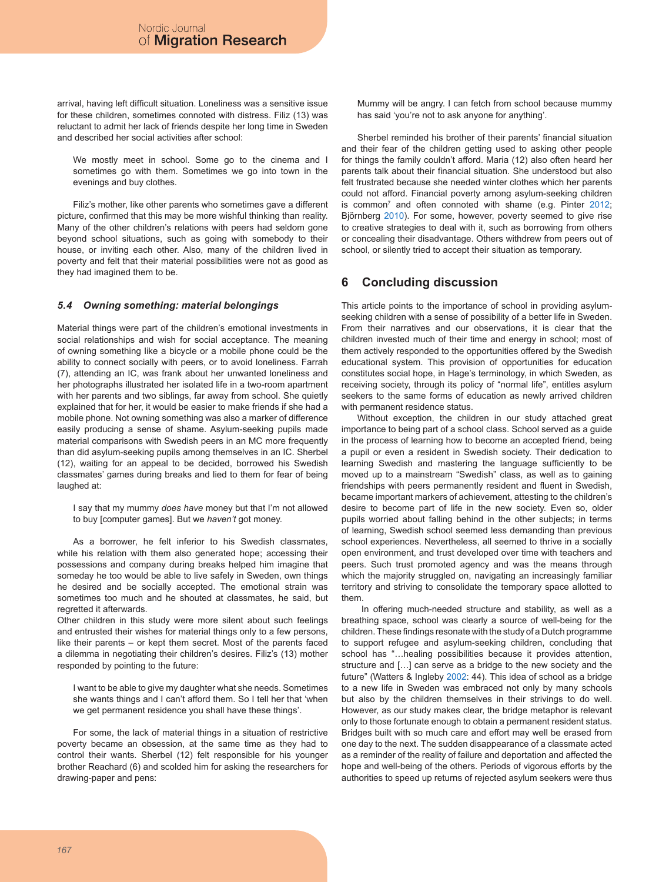arrival, having left difficult situation. Loneliness was a sensitive issue for these children, sometimes connoted with distress. Filiz (13) was reluctant to admit her lack of friends despite her long time in Sweden and described her social activities after school:

> We mostly meet in school. Some go to the cinema and I sometimes go with them. Sometimes we go into town in the evenings and buy clothes.

Filiz's mother, like other parents who sometimes gave a different picture, confirmed that this may be more wishful thinking than reality. Many of the other children's relations with peers had seldom gone beyond school situations, such as going with somebody to their house, or inviting each other. Also, many of the children lived in poverty and felt that their material possibilities were not as good as they had imagined them to be.

### *5.4 Owning something: material belongings*

Material things were part of the children's emotional investments in social relationships and wish for social acceptance. The meaning of owning something like a bicycle or a mobile phone could be the ability to connect socially with peers, or to avoid loneliness. Farrah (7), attending an IC, was frank about her unwanted loneliness and her photographs illustrated her isolated life in a two-room apartment with her parents and two siblings, far away from school. She quietly explained that for her, it would be easier to make friends if she had a mobile phone. Not owning something was also a marker of difference easily producing a sense of shame. Asylum-seeking pupils made material comparisons with Swedish peers in an MC more frequently than did asylum-seeking pupils among themselves in an IC. Sherbel (12), waiting for an appeal to be decided, borrowed his Swedish classmates' games during breaks and lied to them for fear of being laughed at:

> I say that my mummy *does have* money but that I'm not allowed to buy [computer games]. But we *haven't* got money.

As a borrower, he felt inferior to his Swedish classmates, while his relation with them also generated hope; accessing their possessions and company during breaks helped him imagine that someday he too would be able to live safely in Sweden, own things he desired and be socially accepted. The emotional strain was sometimes too much and he shouted at classmates, he said, but regretted it afterwards.

Other children in this study were more silent about such feelings and entrusted their wishes for material things only to a few persons, like their parents – or kept them secret. Most of the parents faced a dilemma in negotiating their children's desires. Filiz's (13) mother responded by pointing to the future:

> I want to be able to give my daughter what she needs. Sometimes she wants things and I can't afford them. So I tell her that 'when we get permanent residence you shall have these things'.

For some, the lack of material things in a situation of restrictive poverty became an obsession, at the same time as they had to control their wants. Sherbel (12) felt responsible for his younger brother Reachard (6) and scolded him for asking the researchers for drawing-paper and pens:

> Mummy will be angry. I can fetch from school because mummy has said 'you're not to ask anyone for anything'.

Sherbel reminded his brother of their parents' financial situation and their fear of the children getting used to asking other people for things the family couldn't afford. Maria (12) also often heard her parents talk about their financial situation. She understood but also felt frustrated because she needed winter clothes which her parents could not afford. Financial poverty among asylum-seeking children is common[7] and often connoted with shame (e.g. Pinter 2012; Björnberg 2010). For some, however, poverty seemed to give rise to creative strategies to deal with it, such as borrowing from others or concealing their disadvantage. Others withdrew from peers out of school, or silently tried to accept their situation as temporary.

## 6 Concluding discussion

This article points to the importance of school in providing asylum-seeking children with a sense of possibility of a better life in Sweden. From their narratives and our observations, it is clear that the children invested much of their time and energy in school; most of them actively responded to the opportunities offered by the Swedish educational system. This provision of opportunities for education constitutes social hope, in Hage's terminology, in which Sweden, as receiving society, through its policy of "normal life", entitles asylum seekers to the same forms of education as newly arrived children with permanent residence status.

Without exception, the children in our study attached great importance to being part of a school class. School served as a guide in the process of learning how to become an accepted friend, being a pupil or even a resident in Swedish society. Their dedication to learning Swedish and mastering the language sufficiently to be moved up to a mainstream "Swedish" class, as well as to gaining friendships with peers permanently resident and fluent in Swedish, became important markers of achievement, attesting to the children's desire to become part of life in the new society. Even so, older pupils worried about falling behind in the other subjects; in terms of learning, Swedish school seemed less demanding than previous school experiences. Nevertheless, all seemed to thrive in a socially open environment, and trust developed over time with teachers and peers. Such trust promoted agency and was the means through which the majority struggled on, navigating an increasingly familiar territory and striving to consolidate the temporary space allotted to them.

In offering much-needed structure and stability, as well as a breathing space, school was clearly a source of well-being for the children. These findings resonate with the study of a Dutch programme to support refugee and asylum-seeking children, concluding that school has "…healing possibilities because it provides attention, structure and […] can serve as a bridge to the new society and the future" (Watters & Ingleby 2002: 44). This idea of school as a bridge to a new life in Sweden was embraced not only by many schools but also by the children themselves in their strivings to do well. However, as our study makes clear, the bridge metaphor is relevant only to those fortunate enough to obtain a permanent resident status. Bridges built with so much care and effort may well be erased from one day to the next. The sudden disappearance of a classmate acted as a reminder of the reality of failure and deportation and affected the hope and well-being of the others. Periods of vigorous efforts by the authorities to speed up returns of rejected asylum seekers were thus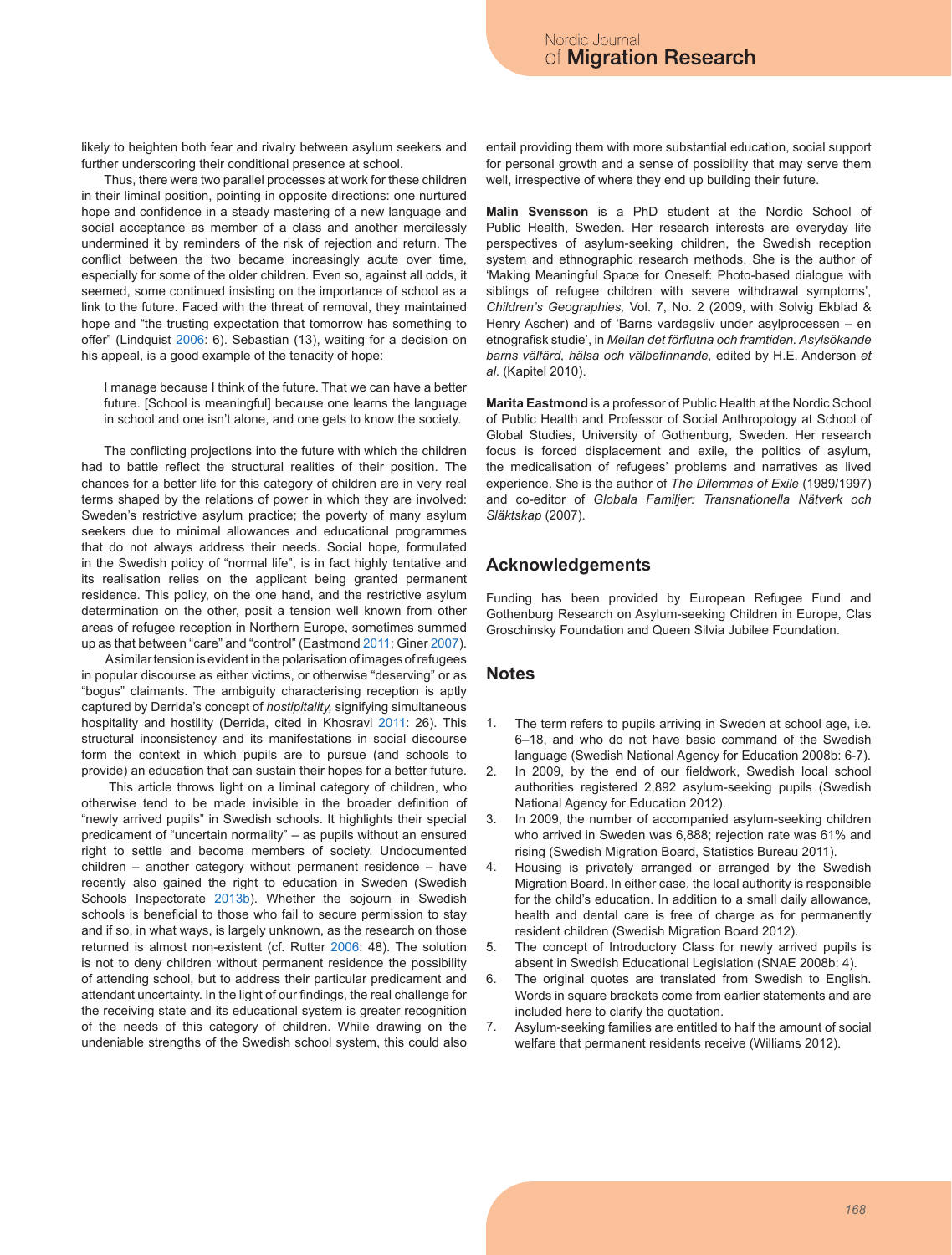likely to heighten both fear and rivalry between asylum seekers and further underscoring their conditional presence at school.

Thus, there were two parallel processes at work for these children in their liminal position, pointing in opposite directions: one nurtured hope and confidence in a steady mastering of a new language and social acceptance as member of a class and another mercilessly undermined it by reminders of the risk of rejection and return. The conflict between the two became increasingly acute over time, especially for some of the older children. Even so, against all odds, it seemed, some continued insisting on the importance of school as a link to the future. Faced with the threat of removal, they maintained hope and "the trusting expectation that tomorrow has something to offer" (Lindquist 2006: 6). Sebastian (13), waiting for a decision on his appeal, is a good example of the tenacity of hope:

> I manage because I think of the future. That we can have a better future. [School is meaningful] because one learns the language in school and one isn't alone, and one gets to know the society.

The conflicting projections into the future with which the children had to battle reflect the structural realities of their position. The chances for a better life for this category of children are in very real terms shaped by the relations of power in which they are involved: Sweden's restrictive asylum practice; the poverty of many asylum seekers due to minimal allowances and educational programmes that do not always address their needs. Social hope, formulated in the Swedish policy of "normal life", is in fact highly tentative and its realisation relies on the applicant being granted permanent residence. This policy, on the one hand, and the restrictive asylum determination on the other, posit a tension well known from other areas of refugee reception in Northern Europe, sometimes summed up as that between "care" and "control" (Eastmond 2011; Giner 2007).

A similar tension is evident in the polarisation of images of refugees in popular discourse as either victims, or otherwise "deserving" or as "bogus" claimants. The ambiguity characterising reception is aptly captured by Derrida's concept of *hostipitality,* signifying simultaneous hospitality and hostility (Derrida, cited in Khosravi 2011: 26). This structural inconsistency and its manifestations in social discourse form the context in which pupils are to pursue (and schools to provide) an education that can sustain their hopes for a better future.

This article throws light on a liminal category of children, who otherwise tend to be made invisible in the broader definition of "newly arrived pupils" in Swedish schools. It highlights their special predicament of "uncertain normality" – as pupils without an ensured right to settle and become members of society. Undocumented children – another category without permanent residence – have recently also gained the right to education in Sweden (Swedish Schools Inspectorate 2013b). Whether the sojourn in Swedish schools is beneficial to those who fail to secure permission to stay and if so, in what ways, is largely unknown, as the research on those returned is almost non-existent (cf. Rutter 2006: 48). The solution is not to deny children without permanent residence the possibility of attending school, but to address their particular predicament and attendant uncertainty. In the light of our findings, the real challenge for the receiving state and its educational system is greater recognition of the needs of this category of children. While drawing on the undeniable strengths of the Swedish school system, this could also entail providing them with more substantial education, social support for personal growth and a sense of possibility that may serve them well, irrespective of where they end up building their future.

**Malin Svensson** is a PhD student at the Nordic School of Public Health, Sweden. Her research interests are everyday life perspectives of asylum-seeking children, the Swedish reception system and ethnographic research methods. She is the author of 'Making Meaningful Space for Oneself: Photo-based dialogue with siblings of refugee children with severe withdrawal symptoms', *Children's Geographies,* Vol. 7, No. 2 (2009, with Solvig Ekblad & Henry Ascher) and of 'Barns vardagsliv under asylprocessen – en etnografisk studie', in *Mellan det förflutna och framtiden. Asylsökande barns välfärd, hälsa och välbefinnande,* edited by H.E. Anderson *et al.* (Kapitel 2010).

**Marita Eastmond** is a professor of Public Health at the Nordic School of Public Health and Professor of Social Anthropology at School of Global Studies, University of Gothenburg, Sweden. Her research focus is forced displacement and exile, the politics of asylum, the medicalisation of refugees' problems and narratives as lived experience. She is the author of *The Dilemmas of Exile* (1989/1997) and co-editor of *Globala Familjer: Transnationella Nätverk och Släktskap* (2007).

## Acknowledgements

Funding has been provided by European Refugee Fund and Gothenburg Research on Asylum-seeking Children in Europe, Clas Groschinsky Foundation and Queen Silvia Jubilee Foundation.

## Notes

1. The term refers to pupils arriving in Sweden at school age, i.e. 6–18, and who do not have basic command of the Swedish language (Swedish National Agency for Education 2008b: 6-7).
2. In 2009, by the end of our fieldwork, Swedish local school authorities registered 2,892 asylum-seeking pupils (Swedish National Agency for Education 2012).
3. In 2009, the number of accompanied asylum-seeking children who arrived in Sweden was 6,888; rejection rate was 61% and rising (Swedish Migration Board, Statistics Bureau 2011).
4. Housing is privately arranged or arranged by the Swedish Migration Board. In either case, the local authority is responsible for the child's education. In addition to a small daily allowance, health and dental care is free of charge as for permanently resident children (Swedish Migration Board 2012).
5. The concept of Introductory Class for newly arrived pupils is absent in Swedish Educational Legislation (SNAE 2008b: 4).
6. The original quotes are translated from Swedish to English. Words in square brackets come from earlier statements and are included here to clarify the quotation.
7. Asylum-seeking families are entitled to half the amount of social welfare that permanent residents receive (Williams 2012).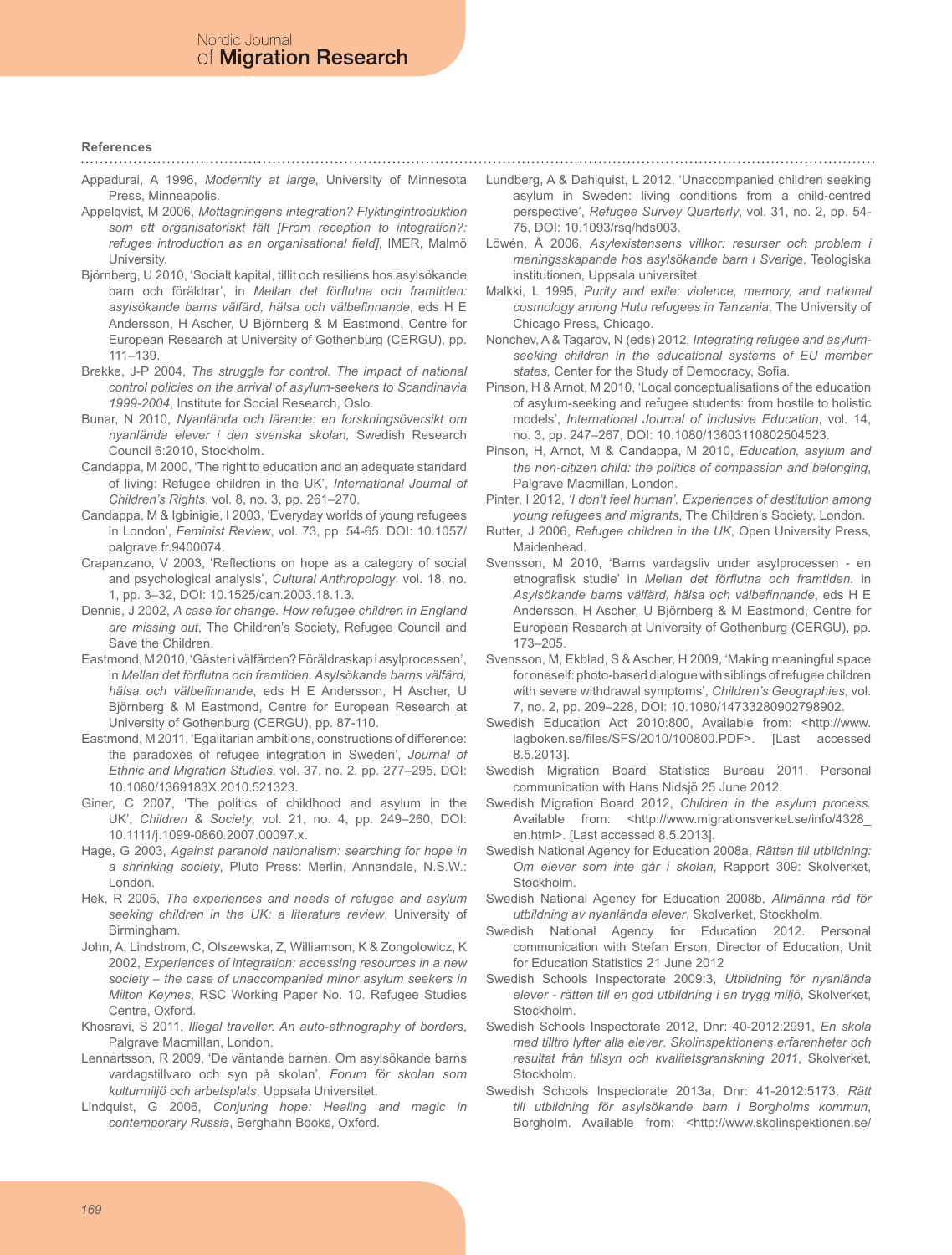### References

Appadurai, A 1996, *Modernity at large*, University of Minnesota Press, Minneapolis.

Appelqvist, M 2006, *Mottagningens integration? Flyktingintroduktion som ett organisatoriskt fält [From reception to integration?: refugee introduction as an organisational field]*, IMER, Malmö University.

Björnberg, U 2010, 'Socialt kapital, tillit och resiliens hos asylsökande barn och föräldrar', in *Mellan det förflutna och framtiden: asylsökande barns välfärd, hälsa och välbefinnande*, eds H E Andersson, H Ascher, U Björnberg & M Eastmond, Centre for European Research at University of Gothenburg (CERGU), pp. 111–139.

Brekke, J-P 2004, *The struggle for control. The impact of national control policies on the arrival of asylum-seekers to Scandinavia 1999-2004*, Institute for Social Research, Oslo.

Bunar, N 2010, *Nyanlända och lärande: en forskningsöversikt om nyanlända elever i den svenska skolan*, Swedish Research Council 6:2010, Stockholm.

Candappa, M 2000, 'The right to education and an adequate standard of living: Refugee children in the UK', *International Journal of Children's Rights*, vol. 8, no. 3, pp. 261–270.

Candappa, M & Igbinigie, I 2003, 'Everyday worlds of young refugees in London', *Feminist Review*, vol. 73, pp. 54-65. DOI: 10.1057/palgrave.fr.9400074.

Crapanzano, V 2003, 'Reflections on hope as a category of social and psychological analysis', *Cultural Anthropology*, vol. 18, no. 1, pp. 3–32, DOI: 10.1525/can.2003.18.1.3.

Dennis, J 2002, *A case for change. How refugee children in England are missing out*, The Children's Society, Refugee Council and Save the Children.

Eastmond, M 2010, 'Gäster i välfärden? Föräldraskap i asylprocessen', in *Mellan det förflutna och framtiden. Asylsökande barns välfärd, hälsa och välbefinnande*, eds H E Andersson, H Ascher, U Björnberg & M Eastmond, Centre for European Research at University of Gothenburg (CERGU), pp. 87-110.

Eastmond, M 2011, 'Egalitarian ambitions, constructions of difference: the paradoxes of refugee integration in Sweden', *Journal of Ethnic and Migration Studies*, vol. 37, no. 2, pp. 277–295, DOI: 10.1080/1369183X.2010.521323.

Giner, C 2007, 'The politics of childhood and asylum in the UK', *Children & Society*, vol. 21, no. 4, pp. 249–260, DOI: 10.1111/j.1099-0860.2007.00097.x.

Hage, G 2003, *Against paranoid nationalism: searching for hope in a shrinking society*, Pluto Press: Merlin, Annandale, N.S.W.: London.

Hek, R 2005, *The experiences and needs of refugee and asylum seeking children in the UK: a literature review*, University of Birmingham.

John, A, Lindstrom, C, Olszewska, Z, Williamson, K & Zongolowicz, K 2002, *Experiences of integration: accessing resources in a new society – the case of unaccompanied minor asylum seekers in Milton Keynes*, RSC Working Paper No. 10. Refugee Studies Centre, Oxford.

Khosravi, S 2011, *Illegal traveller. An auto-ethnography of borders*, Palgrave Macmillan, London.

Lennartsson, R 2009, 'De väntande barnen. Om asylsökande barns vardagstillvaro och syn på skolan', *Forum för skolan som kulturmiljö och arbetsplats*, Uppsala Universitet.

Lindquist, G 2006, *Conjuring hope: Healing and magic in contemporary Russia*, Berghahn Books, Oxford.

Lundberg, A & Dahlquist, L 2012, 'Unaccompanied children seeking asylum in Sweden: living conditions from a child-centred perspective', *Refugee Survey Quarterly*, vol. 31, no. 2, pp. 54-75, DOI: 10.1093/rsq/hds003.

Löwén, Å 2006, *Asylexistensens villkor: resurser och problem i meningsskapande hos asylsökande barn i Sverige*, Teologiska institutionen, Uppsala universitet.

Malkki, L 1995, *Purity and exile: violence, memory, and national cosmology among Hutu refugees in Tanzania*, The University of Chicago Press, Chicago.

Nonchev, A & Tagarov, N (eds) 2012, *Integrating refugee and asylum-seeking children in the educational systems of EU member states*, Center for the Study of Democracy, Sofia.

Pinson, H & Arnot, M 2010, 'Local conceptualisations of the education of asylum-seeking and refugee students: from hostile to holistic models', *International Journal of Inclusive Education*, vol. 14, no. 3, pp. 247–267, DOI: 10.1080/13603110802504523.

Pinson, H, Arnot, M & Candappa, M 2010, *Education, asylum and the non-citizen child: the politics of compassion and belonging*, Palgrave Macmillan, London.

Pinter, I 2012, *'I don't feel human'. Experiences of destitution among young refugees and migrants*, The Children's Society, London.

Rutter, J 2006, *Refugee children in the UK*, Open University Press, Maidenhead.

Svensson, M 2010, 'Barns vardagsliv under asylprocessen - en etnografisk studie' in *Mellan det förflutna och framtiden.* in *Asylsökande barns välfärd, hälsa och välbefinnande*, eds H E Andersson, H Ascher, U Björnberg & M Eastmond, Centre for European Research at University of Gothenburg (CERGU), pp. 173–205.

Svensson, M, Ekblad, S & Ascher, H 2009, 'Making meaningful space for oneself: photo-based dialogue with siblings of refugee children with severe withdrawal symptoms', *Children's Geographies*, vol. 7, no. 2, pp. 209–228, DOI: 10.1080/14733280902798902.

Swedish Education Act 2010:800, Available from: <http://www.lagboken.se/files/SFS/2010/100800.PDF>. [Last accessed 8.5.2013].

Swedish Migration Board Statistics Bureau 2011, Personal communication with Hans Nidsjö 25 June 2012.

Swedish Migration Board 2012, *Children in the asylum process.* Available from: <http://www.migrationsverket.se/info/4328_en.html>. [Last accessed 8.5.2013].

Swedish National Agency for Education 2008a, *Rätten till utbildning: Om elever som inte går i skolan*, Rapport 309: Skolverket, Stockholm.

Swedish National Agency for Education 2008b, *Allmänna råd för utbildning av nyanlända elever*, Skolverket, Stockholm.

Swedish National Agency for Education 2012. Personal communication with Stefan Erson, Director of Education, Unit for Education Statistics 21 June 2012

Swedish Schools Inspectorate 2009:3, *Utbildning för nyanlända elever - rätten till en god utbildning i en trygg miljö*, Skolverket, Stockholm.

Swedish Schools Inspectorate 2012, Dnr: 40-2012:2991, *En skola med tilltro lyfter alla elever. Skolinspektionens erfarenheter och resultat från tillsyn och kvalitetsgranskning 2011*, Skolverket, Stockholm.

Swedish Schools Inspectorate 2013a, Dnr: 41-2012:5173, *Rätt till utbildning för asylsökande barn i Borgholms kommun*, Borgholm. Available from: <http://www.skolinspektionen.se/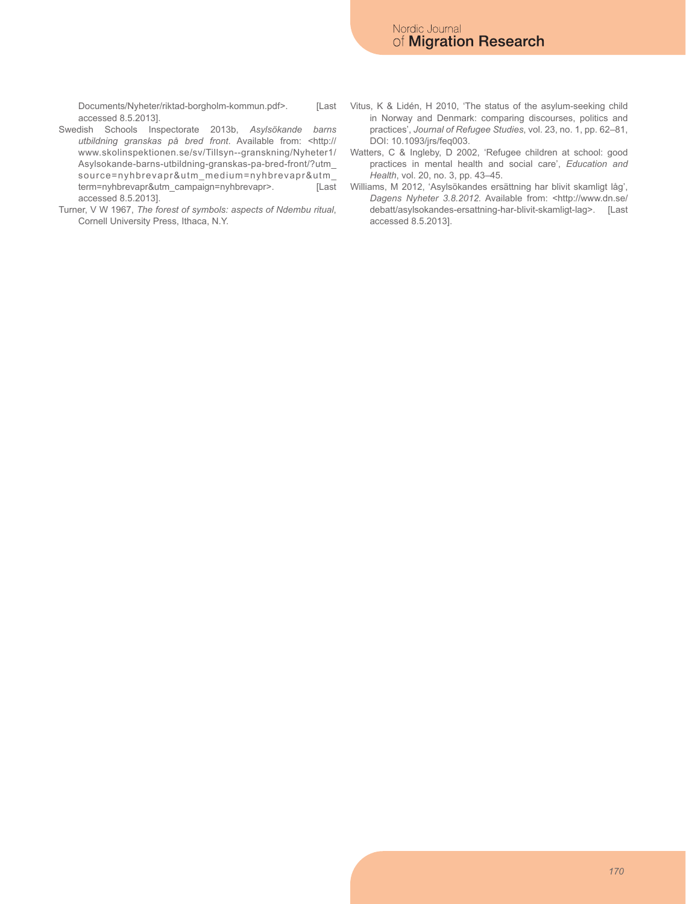Documents/Nyheter/riktad-borgholm-kommun.pdf>. [Last accessed 8.5.2013].

Swedish Schools Inspectorate 2013b, *Asylsökande barns utbildning granskas på bred front*. Available from: <http://www.skolinspektionen.se/sv/Tillsyn--granskning/Nyheter1/Asylsokande-barns-utbildning-granskas-pa-bred-front/?utm_source=nyhbrevapr&utm_medium=nyhbrevapr&utm_term=nyhbrevapr&utm_campaign=nyhbrevapr>. [Last accessed 8.5.2013].

Turner, V W 1967, *The forest of symbols: aspects of Ndembu ritual*, Cornell University Press, Ithaca, N.Y.

Vitus, K & Lidén, H 2010, 'The status of the asylum-seeking child in Norway and Denmark: comparing discourses, politics and practices', *Journal of Refugee Studies*, vol. 23, no. 1, pp. 62–81, DOI: 10.1093/jrs/feq003.

Watters, C & Ingleby, D 2002, 'Refugee children at school: good practices in mental health and social care', *Education and Health*, vol. 20, no. 3, pp. 43–45.

Williams, M 2012, 'Asylsökandes ersättning har blivit skamligt låg', *Dagens Nyheter 3.8.2012*. Available from: <http://www.dn.se/debatt/asylsokandes-ersattning-har-blivit-skamligt-lag>. [Last accessed 8.5.2013].